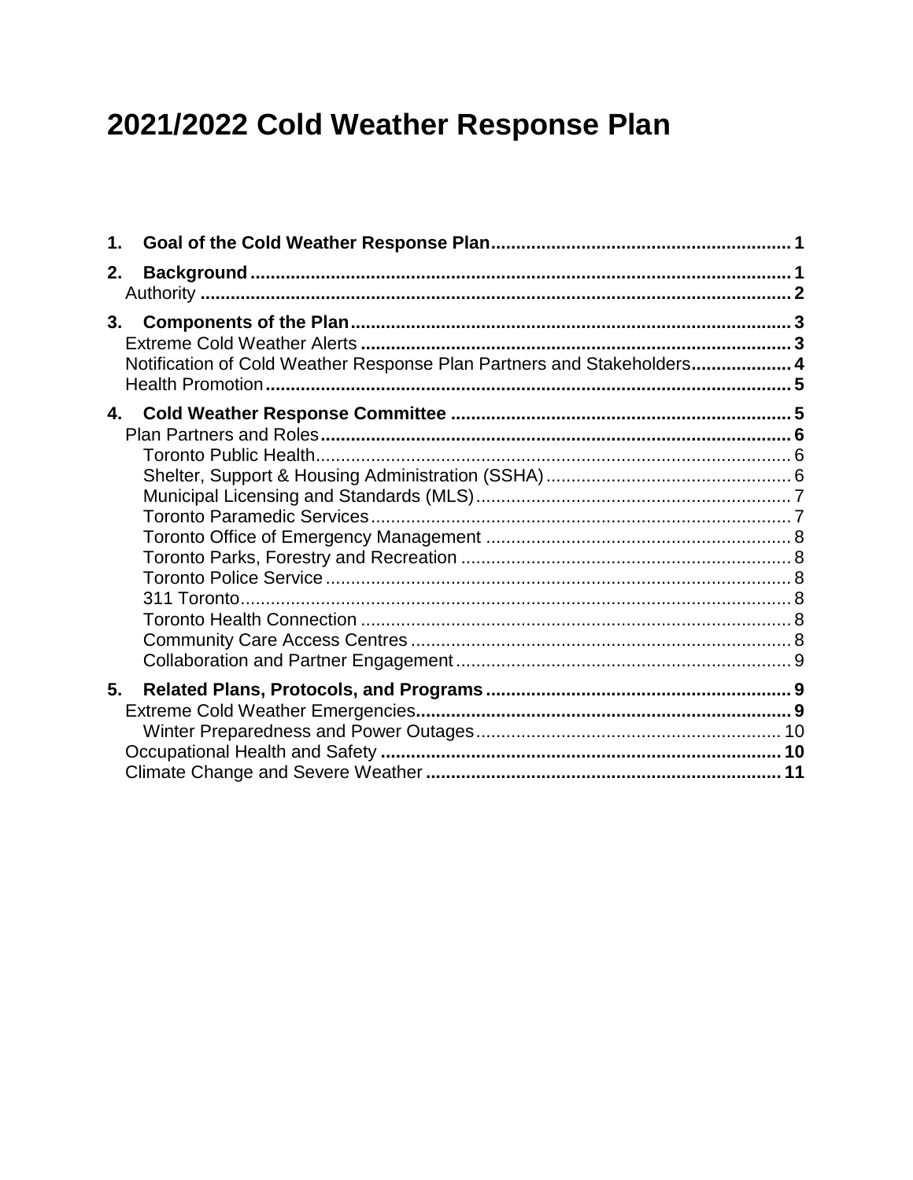# 2021/2022 Cold Weather Response Plan

1. **Goal of the Cold Weather Response Plan** .......... 1
2. **Background** .......... 1
   - Authority .......... 2
3. **Components of the Plan** .......... 3
   - Extreme Cold Weather Alerts .......... 3
   - Notification of Cold Weather Response Plan Partners and Stakeholders .......... 4
   - Health Promotion .......... 5
4. **Cold Weather Response Committee** .......... 5
   - Plan Partners and Roles .......... 6
     - Toronto Public Health .......... 6
     - Shelter, Support & Housing Administration (SSHA) .......... 6
     - Municipal Licensing and Standards (MLS) .......... 7
     - Toronto Paramedic Services .......... 7
     - Toronto Office of Emergency Management .......... 8
     - Toronto Parks, Forestry and Recreation .......... 8
     - Toronto Police Service .......... 8
     - 311 Toronto .......... 8
     - Toronto Health Connection .......... 8
     - Community Care Access Centres .......... 8
     - Collaboration and Partner Engagement .......... 9
5. **Related Plans, Protocols, and Programs** .......... 9
   - Extreme Cold Weather Emergencies .......... 9
     - Winter Preparedness and Power Outages .......... 10
   - Occupational Health and Safety .......... 10
   - Climate Change and Severe Weather .......... 11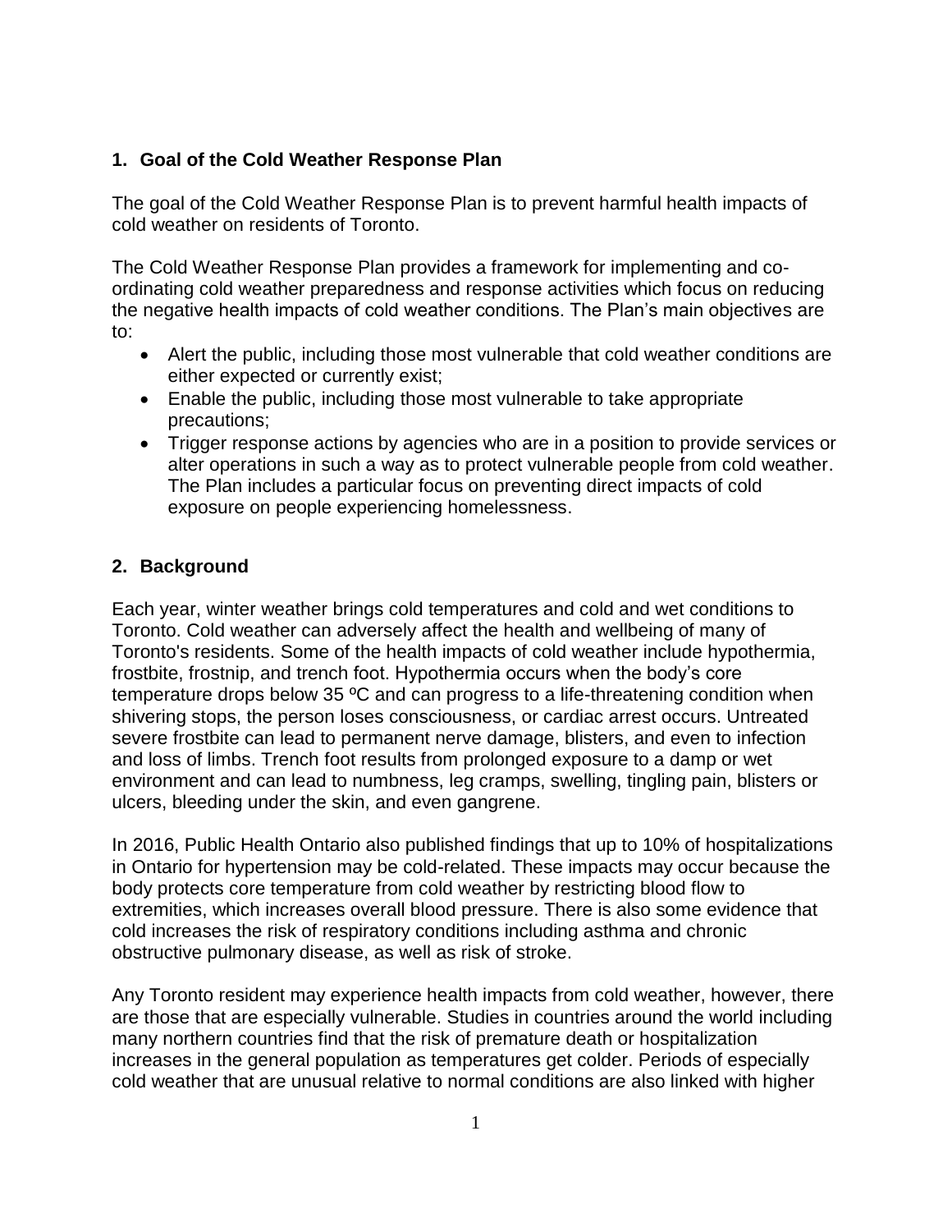## 1. Goal of the Cold Weather Response Plan

The goal of the Cold Weather Response Plan is to prevent harmful health impacts of cold weather on residents of Toronto.

The Cold Weather Response Plan provides a framework for implementing and co-ordinating cold weather preparedness and response activities which focus on reducing the negative health impacts of cold weather conditions. The Plan's main objectives are to:

- Alert the public, including those most vulnerable that cold weather conditions are either expected or currently exist;
- Enable the public, including those most vulnerable to take appropriate precautions;
- Trigger response actions by agencies who are in a position to provide services or alter operations in such a way as to protect vulnerable people from cold weather. The Plan includes a particular focus on preventing direct impacts of cold exposure on people experiencing homelessness.

## 2. Background

Each year, winter weather brings cold temperatures and cold and wet conditions to Toronto. Cold weather can adversely affect the health and wellbeing of many of Toronto's residents. Some of the health impacts of cold weather include hypothermia, frostbite, frostnip, and trench foot. Hypothermia occurs when the body's core temperature drops below 35 ºC and can progress to a life-threatening condition when shivering stops, the person loses consciousness, or cardiac arrest occurs. Untreated severe frostbite can lead to permanent nerve damage, blisters, and even to infection and loss of limbs. Trench foot results from prolonged exposure to a damp or wet environment and can lead to numbness, leg cramps, swelling, tingling pain, blisters or ulcers, bleeding under the skin, and even gangrene.

In 2016, Public Health Ontario also published findings that up to 10% of hospitalizations in Ontario for hypertension may be cold-related. These impacts may occur because the body protects core temperature from cold weather by restricting blood flow to extremities, which increases overall blood pressure. There is also some evidence that cold increases the risk of respiratory conditions including asthma and chronic obstructive pulmonary disease, as well as risk of stroke.

Any Toronto resident may experience health impacts from cold weather, however, there are those that are especially vulnerable. Studies in countries around the world including many northern countries find that the risk of premature death or hospitalization increases in the general population as temperatures get colder. Periods of especially cold weather that are unusual relative to normal conditions are also linked with higher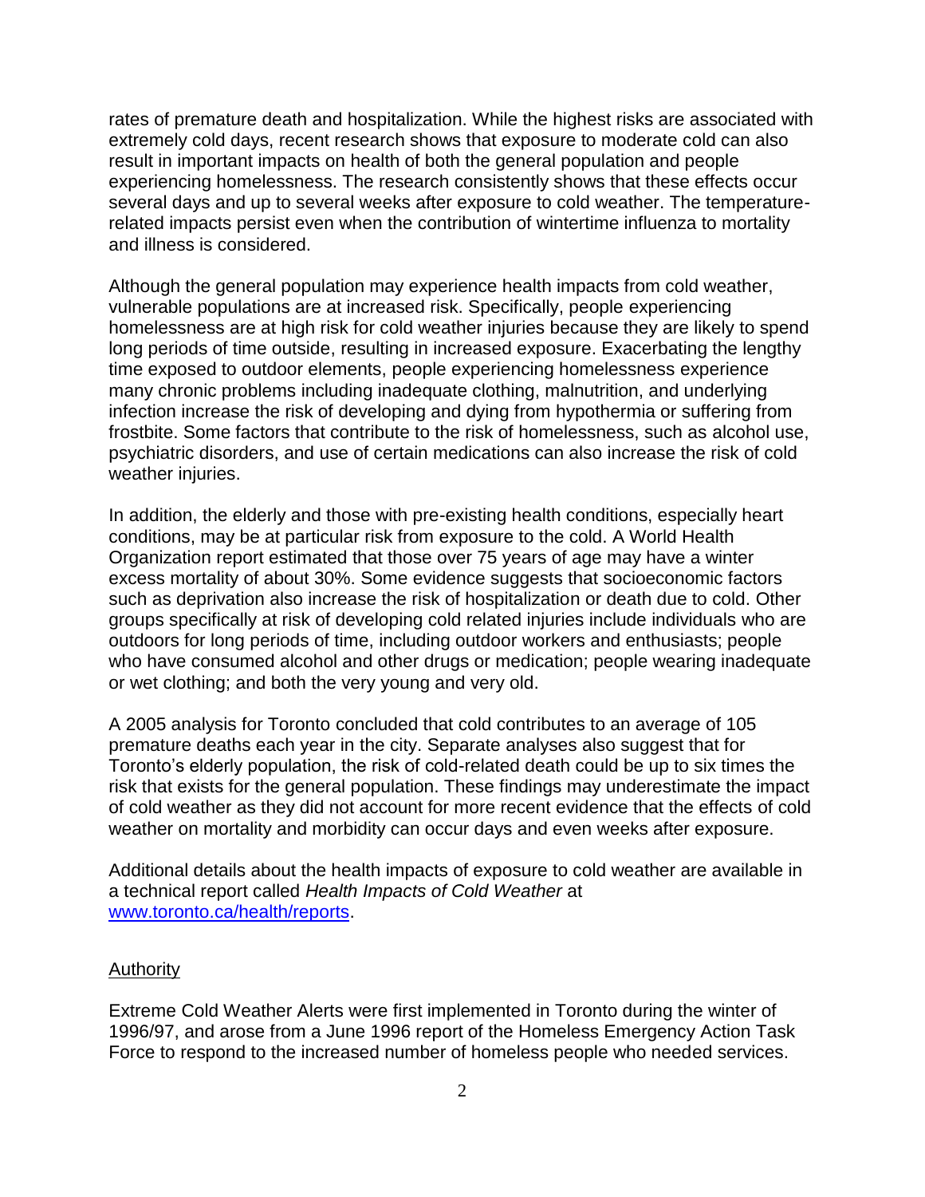rates of premature death and hospitalization. While the highest risks are associated with extremely cold days, recent research shows that exposure to moderate cold can also result in important impacts on health of both the general population and people experiencing homelessness. The research consistently shows that these effects occur several days and up to several weeks after exposure to cold weather. The temperature-related impacts persist even when the contribution of wintertime influenza to mortality and illness is considered.

Although the general population may experience health impacts from cold weather, vulnerable populations are at increased risk. Specifically, people experiencing homelessness are at high risk for cold weather injuries because they are likely to spend long periods of time outside, resulting in increased exposure. Exacerbating the lengthy time exposed to outdoor elements, people experiencing homelessness experience many chronic problems including inadequate clothing, malnutrition, and underlying infection increase the risk of developing and dying from hypothermia or suffering from frostbite. Some factors that contribute to the risk of homelessness, such as alcohol use, psychiatric disorders, and use of certain medications can also increase the risk of cold weather injuries.

In addition, the elderly and those with pre-existing health conditions, especially heart conditions, may be at particular risk from exposure to the cold. A World Health Organization report estimated that those over 75 years of age may have a winter excess mortality of about 30%. Some evidence suggests that socioeconomic factors such as deprivation also increase the risk of hospitalization or death due to cold. Other groups specifically at risk of developing cold related injuries include individuals who are outdoors for long periods of time, including outdoor workers and enthusiasts; people who have consumed alcohol and other drugs or medication; people wearing inadequate or wet clothing; and both the very young and very old.

A 2005 analysis for Toronto concluded that cold contributes to an average of 105 premature deaths each year in the city. Separate analyses also suggest that for Toronto's elderly population, the risk of cold-related death could be up to six times the risk that exists for the general population. These findings may underestimate the impact of cold weather as they did not account for more recent evidence that the effects of cold weather on mortality and morbidity can occur days and even weeks after exposure.

Additional details about the health impacts of exposure to cold weather are available in a technical report called *Health Impacts of Cold Weather* at [www.toronto.ca/health/reports](www.toronto.ca/health/reports).

## Authority

Extreme Cold Weather Alerts were first implemented in Toronto during the winter of 1996/97, and arose from a June 1996 report of the Homeless Emergency Action Task Force to respond to the increased number of homeless people who needed services.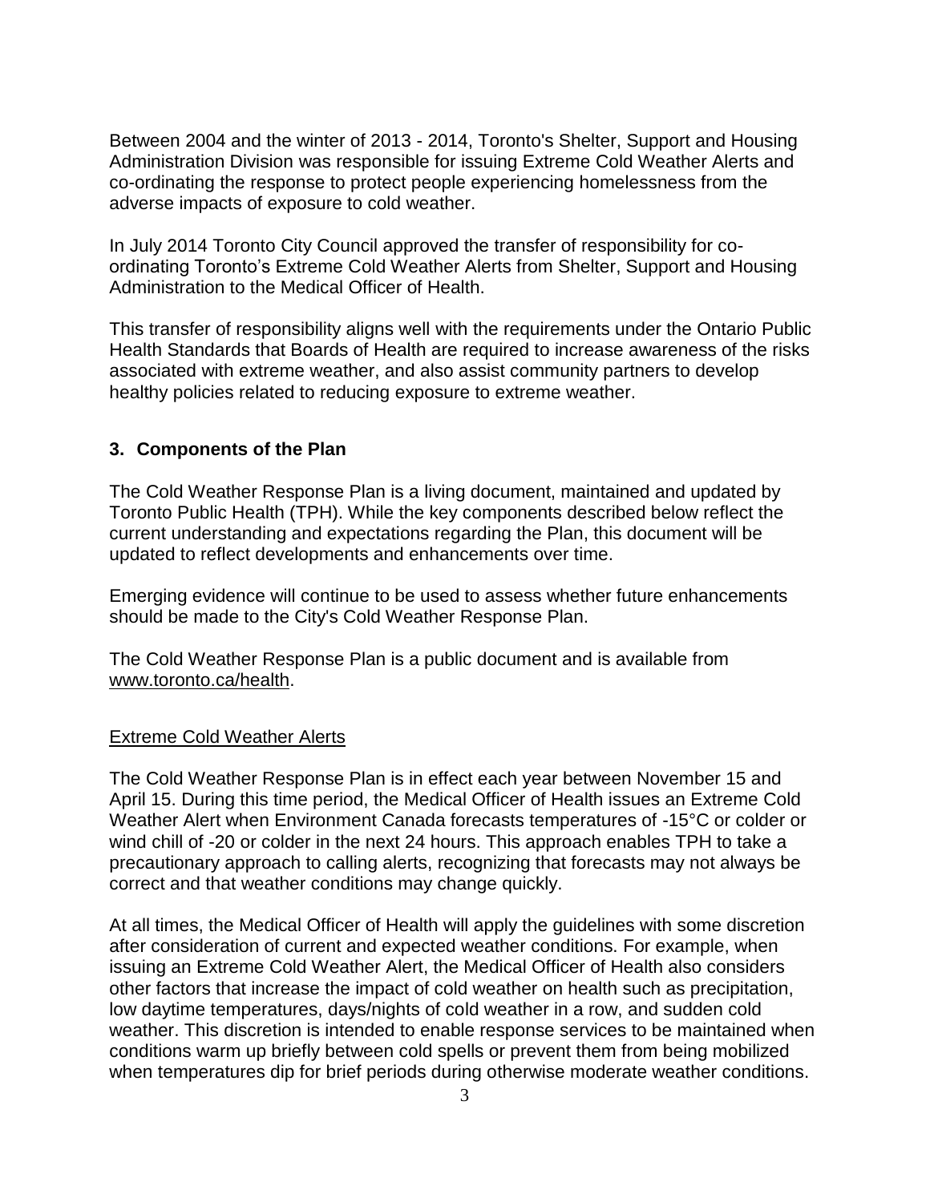Between 2004 and the winter of 2013 - 2014, Toronto's Shelter, Support and Housing Administration Division was responsible for issuing Extreme Cold Weather Alerts and co-ordinating the response to protect people experiencing homelessness from the adverse impacts of exposure to cold weather.

In July 2014 Toronto City Council approved the transfer of responsibility for co-ordinating Toronto's Extreme Cold Weather Alerts from Shelter, Support and Housing Administration to the Medical Officer of Health.

This transfer of responsibility aligns well with the requirements under the Ontario Public Health Standards that Boards of Health are required to increase awareness of the risks associated with extreme weather, and also assist community partners to develop healthy policies related to reducing exposure to extreme weather.

## 3. Components of the Plan

The Cold Weather Response Plan is a living document, maintained and updated by Toronto Public Health (TPH). While the key components described below reflect the current understanding and expectations regarding the Plan, this document will be updated to reflect developments and enhancements over time.

Emerging evidence will continue to be used to assess whether future enhancements should be made to the City's Cold Weather Response Plan.

The Cold Weather Response Plan is a public document and is available from www.toronto.ca/health.

### Extreme Cold Weather Alerts

The Cold Weather Response Plan is in effect each year between November 15 and April 15. During this time period, the Medical Officer of Health issues an Extreme Cold Weather Alert when Environment Canada forecasts temperatures of -15°C or colder or wind chill of -20 or colder in the next 24 hours. This approach enables TPH to take a precautionary approach to calling alerts, recognizing that forecasts may not always be correct and that weather conditions may change quickly.

At all times, the Medical Officer of Health will apply the guidelines with some discretion after consideration of current and expected weather conditions. For example, when issuing an Extreme Cold Weather Alert, the Medical Officer of Health also considers other factors that increase the impact of cold weather on health such as precipitation, low daytime temperatures, days/nights of cold weather in a row, and sudden cold weather. This discretion is intended to enable response services to be maintained when conditions warm up briefly between cold spells or prevent them from being mobilized when temperatures dip for brief periods during otherwise moderate weather conditions.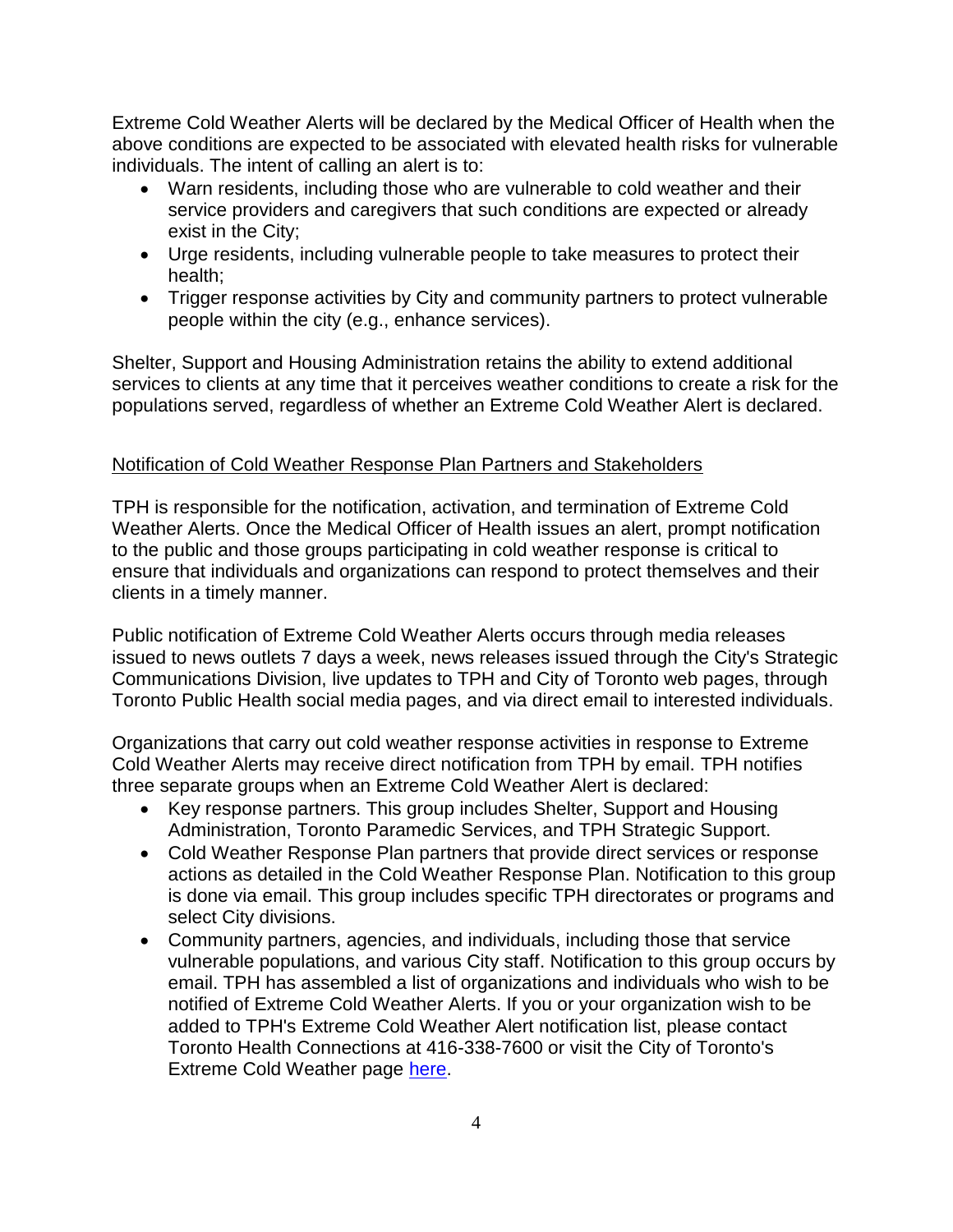Extreme Cold Weather Alerts will be declared by the Medical Officer of Health when the above conditions are expected to be associated with elevated health risks for vulnerable individuals. The intent of calling an alert is to:

- Warn residents, including those who are vulnerable to cold weather and their service providers and caregivers that such conditions are expected or already exist in the City;
- Urge residents, including vulnerable people to take measures to protect their health;
- Trigger response activities by City and community partners to protect vulnerable people within the city (e.g., enhance services).

Shelter, Support and Housing Administration retains the ability to extend additional services to clients at any time that it perceives weather conditions to create a risk for the populations served, regardless of whether an Extreme Cold Weather Alert is declared.

<u>Notification of Cold Weather Response Plan Partners and Stakeholders</u>

TPH is responsible for the notification, activation, and termination of Extreme Cold Weather Alerts. Once the Medical Officer of Health issues an alert, prompt notification to the public and those groups participating in cold weather response is critical to ensure that individuals and organizations can respond to protect themselves and their clients in a timely manner.

Public notification of Extreme Cold Weather Alerts occurs through media releases issued to news outlets 7 days a week, news releases issued through the City's Strategic Communications Division, live updates to TPH and City of Toronto web pages, through Toronto Public Health social media pages, and via direct email to interested individuals.

Organizations that carry out cold weather response activities in response to Extreme Cold Weather Alerts may receive direct notification from TPH by email. TPH notifies three separate groups when an Extreme Cold Weather Alert is declared:

- Key response partners. This group includes Shelter, Support and Housing Administration, Toronto Paramedic Services, and TPH Strategic Support.
- Cold Weather Response Plan partners that provide direct services or response actions as detailed in the Cold Weather Response Plan. Notification to this group is done via email. This group includes specific TPH directorates or programs and select City divisions.
- Community partners, agencies, and individuals, including those that service vulnerable populations, and various City staff. Notification to this group occurs by email. TPH has assembled a list of organizations and individuals who wish to be notified of Extreme Cold Weather Alerts. If you or your organization wish to be added to TPH's Extreme Cold Weather Alert notification list, please contact Toronto Health Connections at 416-338-7600 or visit the City of Toronto's Extreme Cold Weather page here.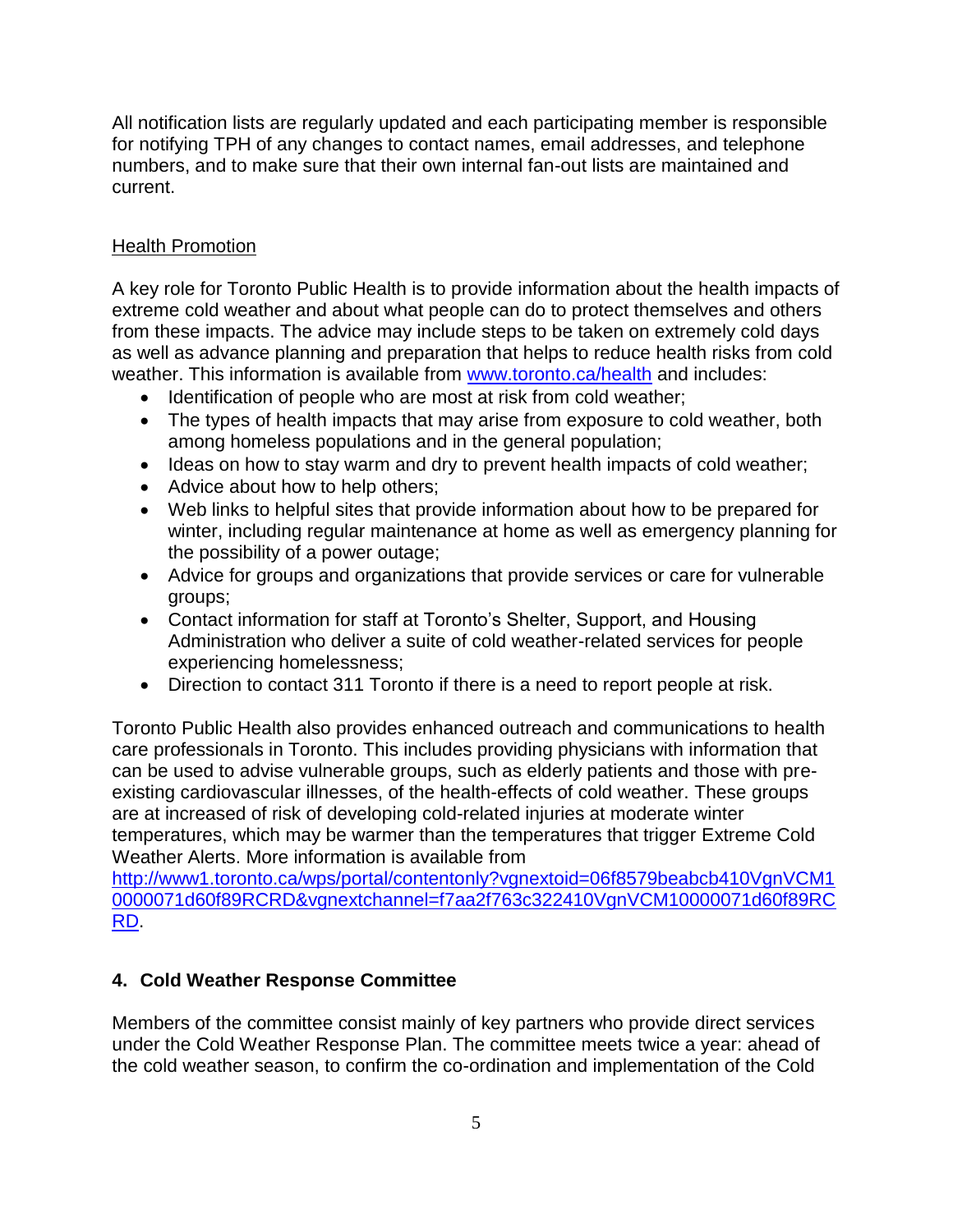All notification lists are regularly updated and each participating member is responsible for notifying TPH of any changes to contact names, email addresses, and telephone numbers, and to make sure that their own internal fan-out lists are maintained and current.

Health Promotion

A key role for Toronto Public Health is to provide information about the health impacts of extreme cold weather and about what people can do to protect themselves and others from these impacts. The advice may include steps to be taken on extremely cold days as well as advance planning and preparation that helps to reduce health risks from cold weather. This information is available from [www.toronto.ca/health](http://www.toronto.ca/health) and includes:

- Identification of people who are most at risk from cold weather;
- The types of health impacts that may arise from exposure to cold weather, both among homeless populations and in the general population;
- Ideas on how to stay warm and dry to prevent health impacts of cold weather;
- Advice about how to help others;
- Web links to helpful sites that provide information about how to be prepared for winter, including regular maintenance at home as well as emergency planning for the possibility of a power outage;
- Advice for groups and organizations that provide services or care for vulnerable groups;
- Contact information for staff at Toronto's Shelter, Support, and Housing Administration who deliver a suite of cold weather-related services for people experiencing homelessness;
- Direction to contact 311 Toronto if there is a need to report people at risk.

Toronto Public Health also provides enhanced outreach and communications to health care professionals in Toronto. This includes providing physicians with information that can be used to advise vulnerable groups, such as elderly patients and those with pre-existing cardiovascular illnesses, of the health-effects of cold weather. These groups are at increased of risk of developing cold-related injuries at moderate winter temperatures, which may be warmer than the temperatures that trigger Extreme Cold Weather Alerts. More information is available from [http://www1.toronto.ca/wps/portal/contentonly?vgnextoid=06f8579beabcb410VgnVCM10000071d60f89RCRD&vgnextchannel=f7aa2f763c322410VgnVCM10000071d60f89RCRD](http://www1.toronto.ca/wps/portal/contentonly?vgnextoid=06f8579beabcb410VgnVCM10000071d60f89RCRD&vgnextchannel=f7aa2f763c322410VgnVCM10000071d60f89RCRD).

## 4. Cold Weather Response Committee

Members of the committee consist mainly of key partners who provide direct services under the Cold Weather Response Plan. The committee meets twice a year: ahead of the cold weather season, to confirm the co-ordination and implementation of the Cold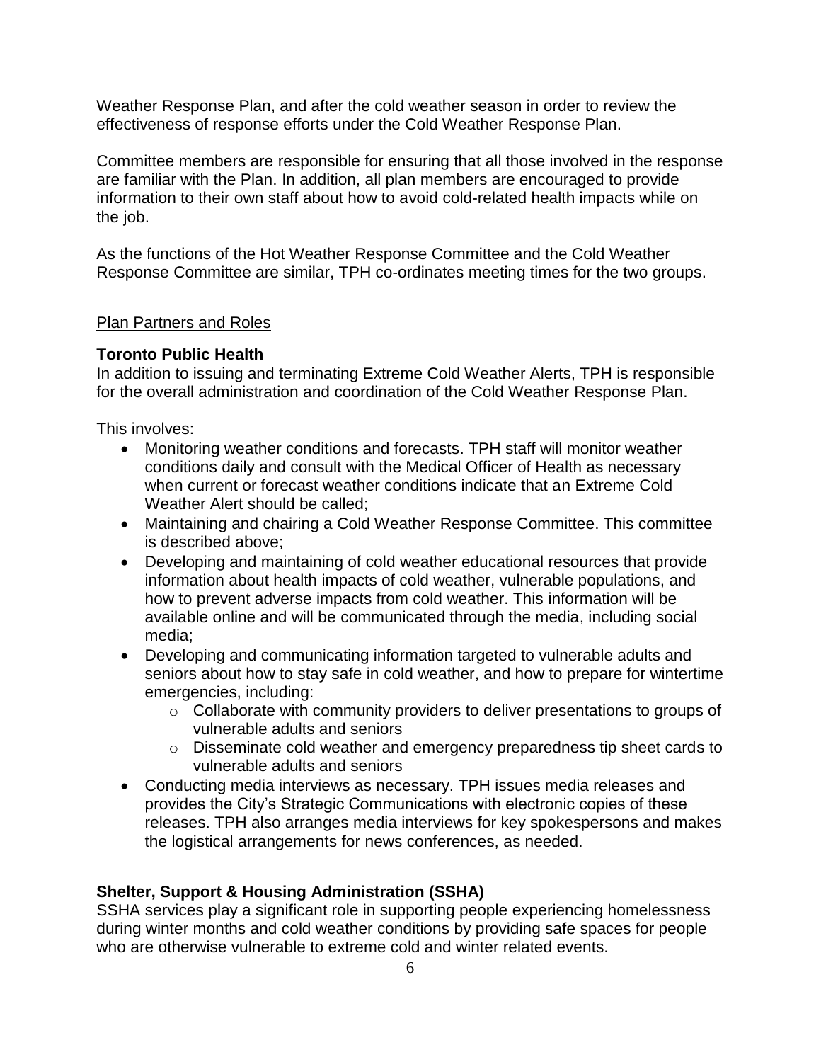Weather Response Plan, and after the cold weather season in order to review the effectiveness of response efforts under the Cold Weather Response Plan.

Committee members are responsible for ensuring that all those involved in the response are familiar with the Plan. In addition, all plan members are encouraged to provide information to their own staff about how to avoid cold-related health impacts while on the job.

As the functions of the Hot Weather Response Committee and the Cold Weather Response Committee are similar, TPH co-ordinates meeting times for the two groups.

Plan Partners and Roles

**Toronto Public Health**

In addition to issuing and terminating Extreme Cold Weather Alerts, TPH is responsible for the overall administration and coordination of the Cold Weather Response Plan.

This involves:

- Monitoring weather conditions and forecasts. TPH staff will monitor weather conditions daily and consult with the Medical Officer of Health as necessary when current or forecast weather conditions indicate that an Extreme Cold Weather Alert should be called;
- Maintaining and chairing a Cold Weather Response Committee. This committee is described above;
- Developing and maintaining of cold weather educational resources that provide information about health impacts of cold weather, vulnerable populations, and how to prevent adverse impacts from cold weather. This information will be available online and will be communicated through the media, including social media;
- Developing and communicating information targeted to vulnerable adults and seniors about how to stay safe in cold weather, and how to prepare for wintertime emergencies, including:
  - Collaborate with community providers to deliver presentations to groups of vulnerable adults and seniors
  - Disseminate cold weather and emergency preparedness tip sheet cards to vulnerable adults and seniors
- Conducting media interviews as necessary. TPH issues media releases and provides the City's Strategic Communications with electronic copies of these releases. TPH also arranges media interviews for key spokespersons and makes the logistical arrangements for news conferences, as needed.

**Shelter, Support & Housing Administration (SSHA)**

SSHA services play a significant role in supporting people experiencing homelessness during winter months and cold weather conditions by providing safe spaces for people who are otherwise vulnerable to extreme cold and winter related events.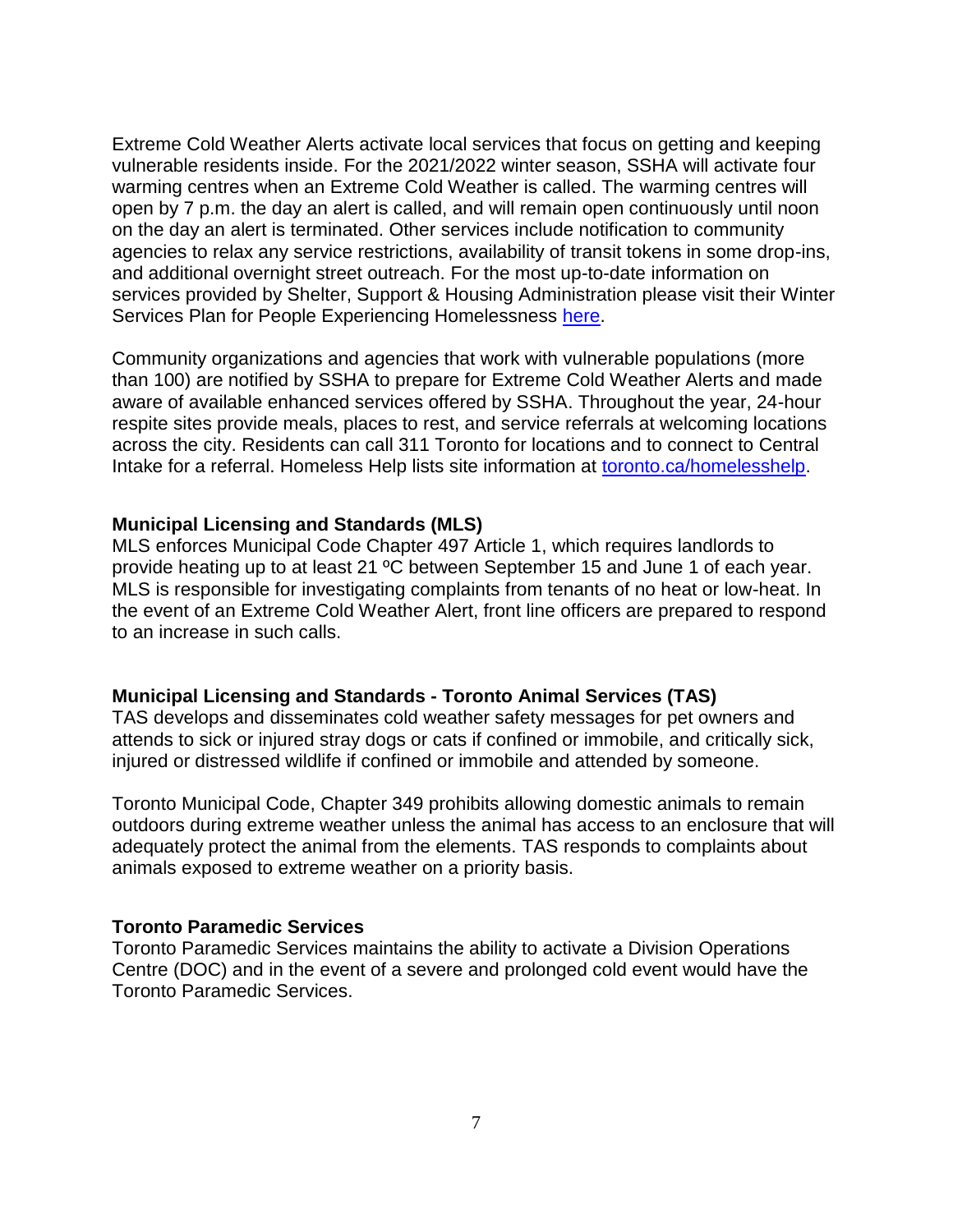Extreme Cold Weather Alerts activate local services that focus on getting and keeping vulnerable residents inside. For the 2021/2022 winter season, SSHA will activate four warming centres when an Extreme Cold Weather is called. The warming centres will open by 7 p.m. the day an alert is called, and will remain open continuously until noon on the day an alert is terminated. Other services include notification to community agencies to relax any service restrictions, availability of transit tokens in some drop-ins, and additional overnight street outreach. For the most up-to-date information on services provided by Shelter, Support & Housing Administration please visit their Winter Services Plan for People Experiencing Homelessness [here](here).

Community organizations and agencies that work with vulnerable populations (more than 100) are notified by SSHA to prepare for Extreme Cold Weather Alerts and made aware of available enhanced services offered by SSHA. Throughout the year, 24-hour respite sites provide meals, places to rest, and service referrals at welcoming locations across the city. Residents can call 311 Toronto for locations and to connect to Central Intake for a referral. Homeless Help lists site information at [toronto.ca/homelesshelp](toronto.ca/homelesshelp).

**Municipal Licensing and Standards (MLS)**
MLS enforces Municipal Code Chapter 497 Article 1, which requires landlords to provide heating up to at least 21 ºC between September 15 and June 1 of each year. MLS is responsible for investigating complaints from tenants of no heat or low-heat. In the event of an Extreme Cold Weather Alert, front line officers are prepared to respond to an increase in such calls.

**Municipal Licensing and Standards - Toronto Animal Services (TAS)**
TAS develops and disseminates cold weather safety messages for pet owners and attends to sick or injured stray dogs or cats if confined or immobile, and critically sick, injured or distressed wildlife if confined or immobile and attended by someone.

Toronto Municipal Code, Chapter 349 prohibits allowing domestic animals to remain outdoors during extreme weather unless the animal has access to an enclosure that will adequately protect the animal from the elements. TAS responds to complaints about animals exposed to extreme weather on a priority basis.

**Toronto Paramedic Services**
Toronto Paramedic Services maintains the ability to activate a Division Operations Centre (DOC) and in the event of a severe and prolonged cold event would have the Toronto Paramedic Services.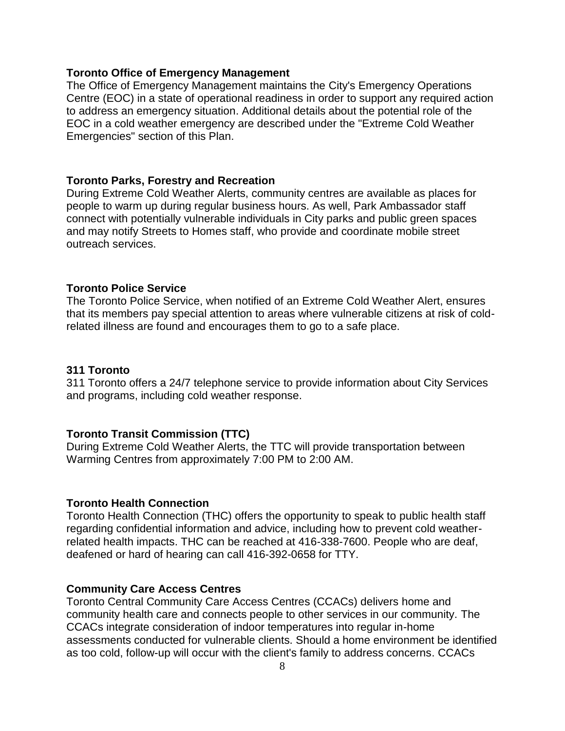**Toronto Office of Emergency Management**

The Office of Emergency Management maintains the City's Emergency Operations Centre (EOC) in a state of operational readiness in order to support any required action to address an emergency situation. Additional details about the potential role of the EOC in a cold weather emergency are described under the "Extreme Cold Weather Emergencies" section of this Plan.

**Toronto Parks, Forestry and Recreation**

During Extreme Cold Weather Alerts, community centres are available as places for people to warm up during regular business hours. As well, Park Ambassador staff connect with potentially vulnerable individuals in City parks and public green spaces and may notify Streets to Homes staff, who provide and coordinate mobile street outreach services.

**Toronto Police Service**

The Toronto Police Service, when notified of an Extreme Cold Weather Alert, ensures that its members pay special attention to areas where vulnerable citizens at risk of cold-related illness are found and encourages them to go to a safe place.

**311 Toronto**

311 Toronto offers a 24/7 telephone service to provide information about City Services and programs, including cold weather response.

**Toronto Transit Commission (TTC)**

During Extreme Cold Weather Alerts, the TTC will provide transportation between Warming Centres from approximately 7:00 PM to 2:00 AM.

**Toronto Health Connection**

Toronto Health Connection (THC) offers the opportunity to speak to public health staff regarding confidential information and advice, including how to prevent cold weather-related health impacts. THC can be reached at 416-338-7600. People who are deaf, deafened or hard of hearing can call 416-392-0658 for TTY.

**Community Care Access Centres**

Toronto Central Community Care Access Centres (CCACs) delivers home and community health care and connects people to other services in our community. The CCACs integrate consideration of indoor temperatures into regular in-home assessments conducted for vulnerable clients. Should a home environment be identified as too cold, follow-up will occur with the client's family to address concerns. CCACs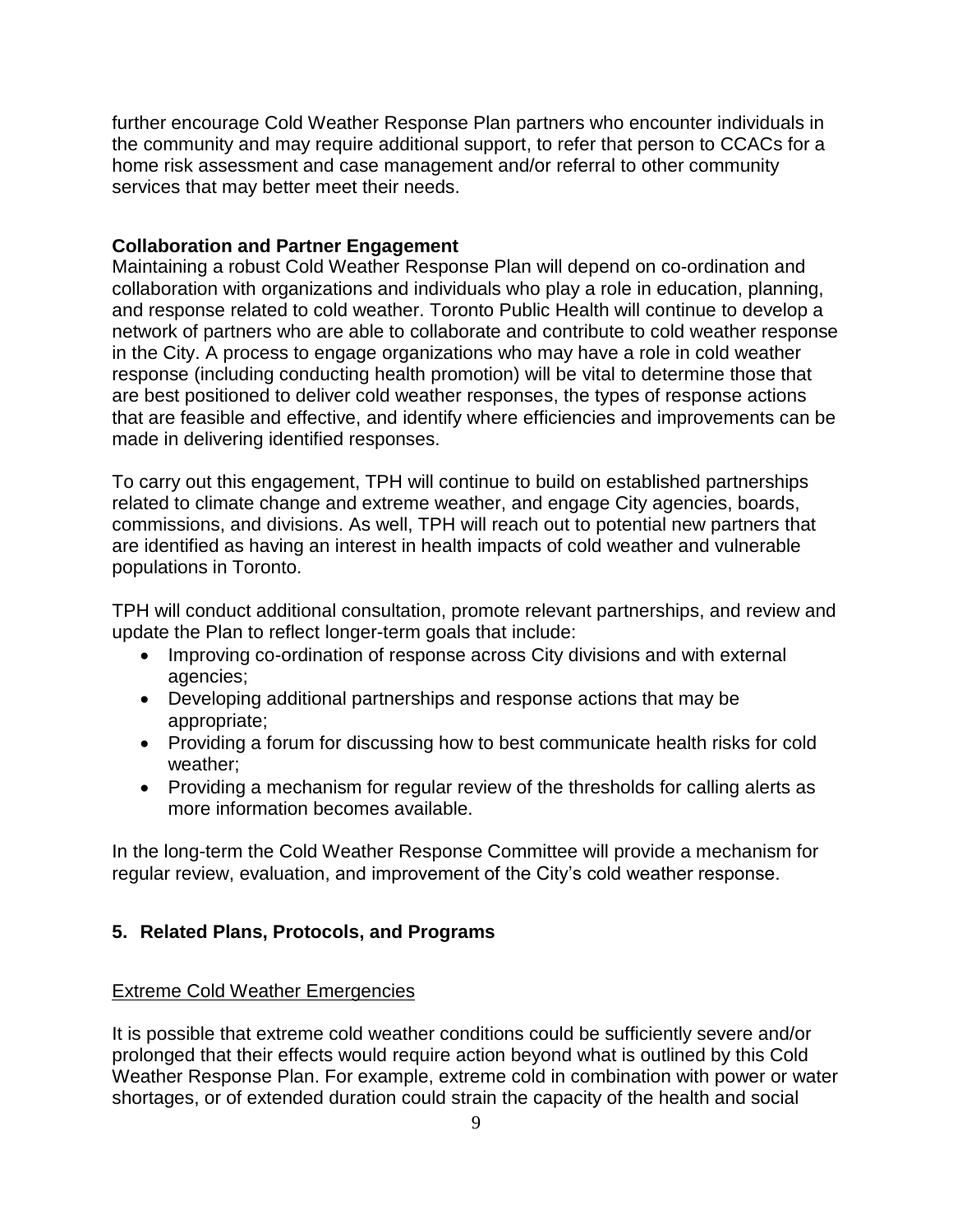further encourage Cold Weather Response Plan partners who encounter individuals in the community and may require additional support, to refer that person to CCACs for a home risk assessment and case management and/or referral to other community services that may better meet their needs.

**Collaboration and Partner Engagement**

Maintaining a robust Cold Weather Response Plan will depend on co-ordination and collaboration with organizations and individuals who play a role in education, planning, and response related to cold weather. Toronto Public Health will continue to develop a network of partners who are able to collaborate and contribute to cold weather response in the City. A process to engage organizations who may have a role in cold weather response (including conducting health promotion) will be vital to determine those that are best positioned to deliver cold weather responses, the types of response actions that are feasible and effective, and identify where efficiencies and improvements can be made in delivering identified responses.

To carry out this engagement, TPH will continue to build on established partnerships related to climate change and extreme weather, and engage City agencies, boards, commissions, and divisions. As well, TPH will reach out to potential new partners that are identified as having an interest in health impacts of cold weather and vulnerable populations in Toronto.

TPH will conduct additional consultation, promote relevant partnerships, and review and update the Plan to reflect longer-term goals that include:

- Improving co-ordination of response across City divisions and with external agencies;
- Developing additional partnerships and response actions that may be appropriate;
- Providing a forum for discussing how to best communicate health risks for cold weather;
- Providing a mechanism for regular review of the thresholds for calling alerts as more information becomes available.

In the long-term the Cold Weather Response Committee will provide a mechanism for regular review, evaluation, and improvement of the City's cold weather response.

## 5. Related Plans, Protocols, and Programs

### Extreme Cold Weather Emergencies

It is possible that extreme cold weather conditions could be sufficiently severe and/or prolonged that their effects would require action beyond what is outlined by this Cold Weather Response Plan. For example, extreme cold in combination with power or water shortages, or of extended duration could strain the capacity of the health and social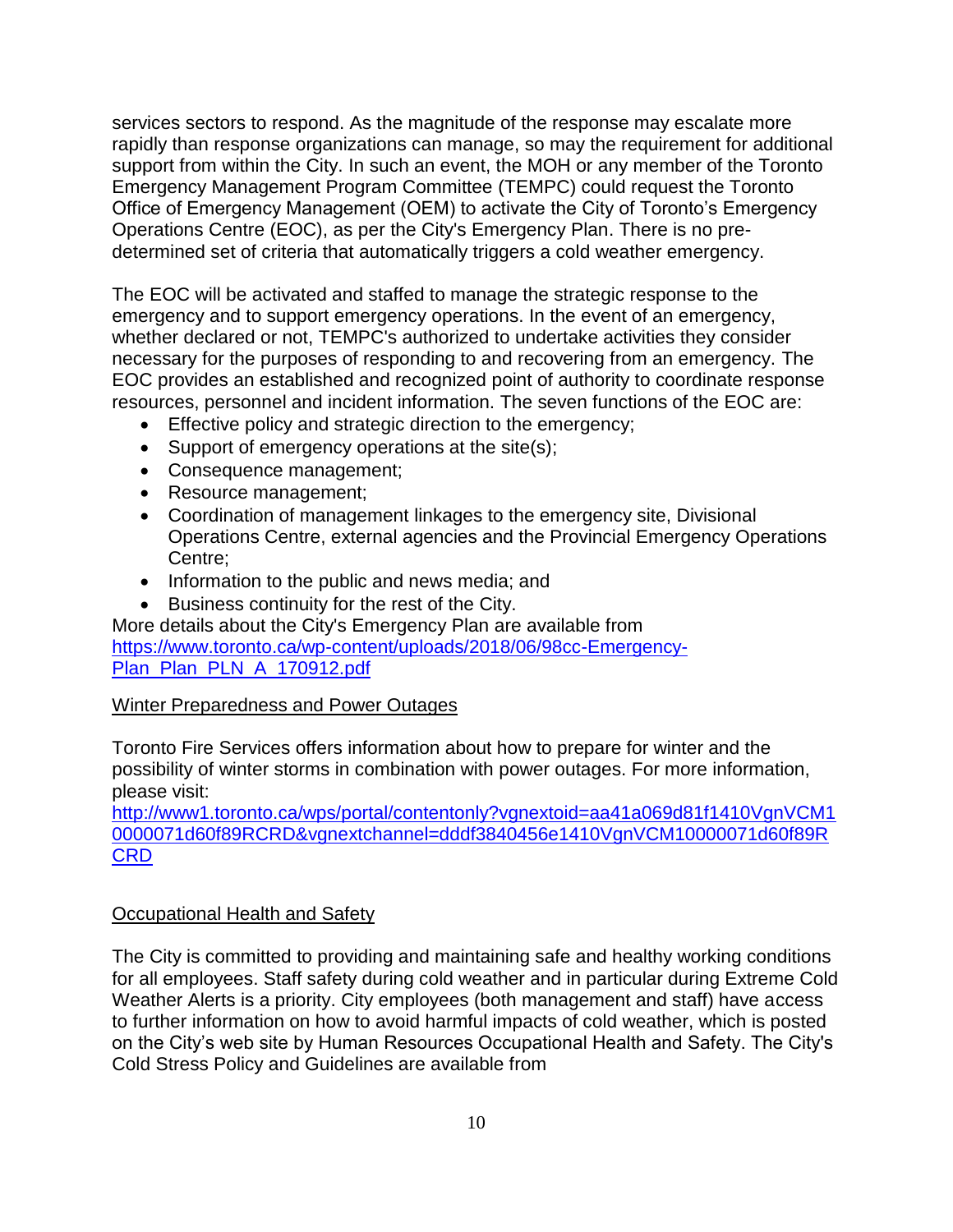services sectors to respond. As the magnitude of the response may escalate more rapidly than response organizations can manage, so may the requirement for additional support from within the City. In such an event, the MOH or any member of the Toronto Emergency Management Program Committee (TEMPC) could request the Toronto Office of Emergency Management (OEM) to activate the City of Toronto's Emergency Operations Centre (EOC), as per the City's Emergency Plan. There is no pre-determined set of criteria that automatically triggers a cold weather emergency.

The EOC will be activated and staffed to manage the strategic response to the emergency and to support emergency operations. In the event of an emergency, whether declared or not, TEMPC's authorized to undertake activities they consider necessary for the purposes of responding to and recovering from an emergency. The EOC provides an established and recognized point of authority to coordinate response resources, personnel and incident information. The seven functions of the EOC are:

- Effective policy and strategic direction to the emergency;
- Support of emergency operations at the site(s);
- Consequence management;
- Resource management;
- Coordination of management linkages to the emergency site, Divisional Operations Centre, external agencies and the Provincial Emergency Operations Centre;
- Information to the public and news media; and
- Business continuity for the rest of the City.

More details about the City's Emergency Plan are available from https://www.toronto.ca/wp-content/uploads/2018/06/98cc-Emergency-Plan_Plan_PLN_A_170912.pdf

<u>Winter Preparedness and Power Outages</u>

Toronto Fire Services offers information about how to prepare for winter and the possibility of winter storms in combination with power outages. For more information, please visit:
http://www1.toronto.ca/wps/portal/contentonly?vgnextoid=aa41a069d81f1410VgnVCM10000071d60f89RCRD&vgnextchannel=dddf3840456e1410VgnVCM10000071d60f89RCRD

<u>Occupational Health and Safety</u>

The City is committed to providing and maintaining safe and healthy working conditions for all employees. Staff safety during cold weather and in particular during Extreme Cold Weather Alerts is a priority. City employees (both management and staff) have access to further information on how to avoid harmful impacts of cold weather, which is posted on the City's web site by Human Resources Occupational Health and Safety. The City's Cold Stress Policy and Guidelines are available from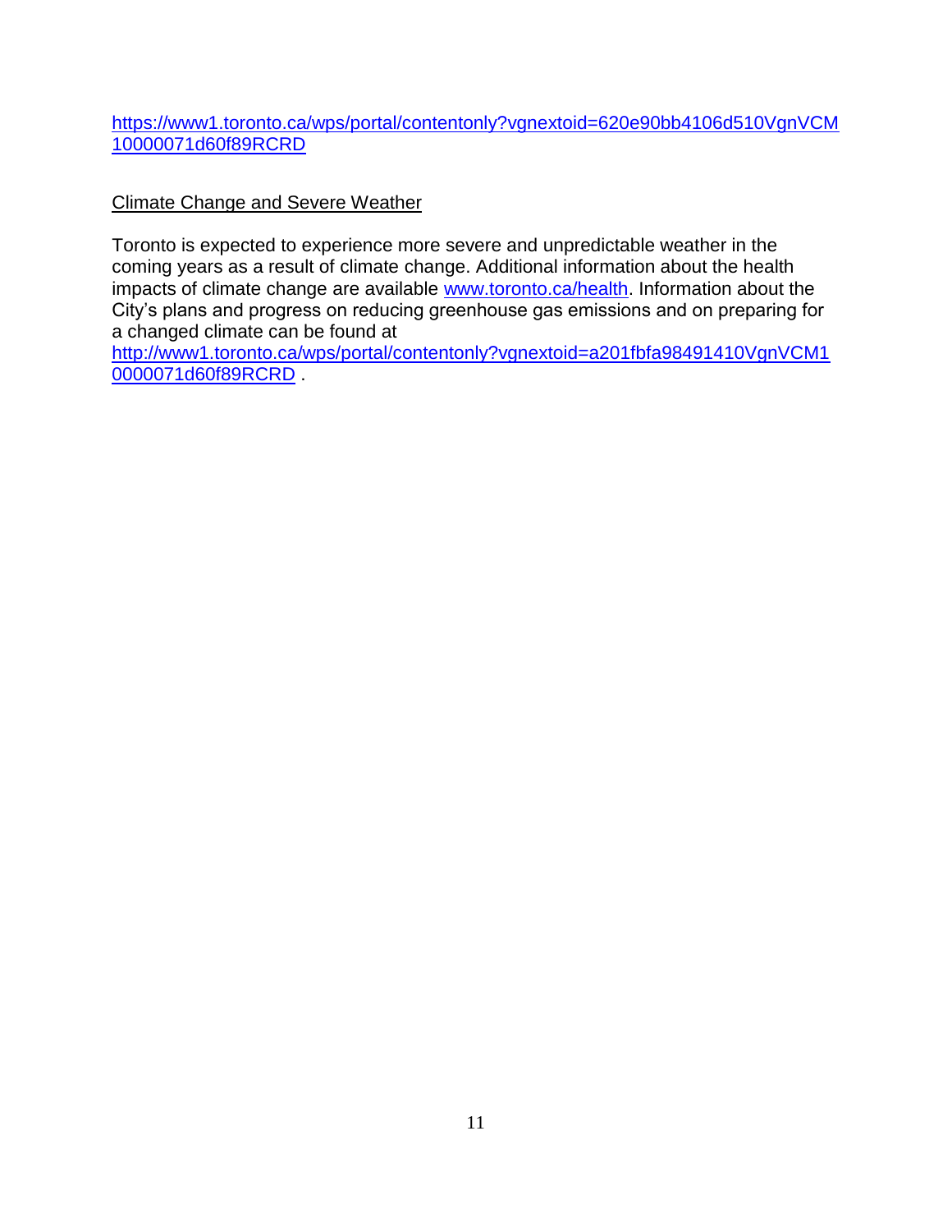https://www1.toronto.ca/wps/portal/contentonly?vgnextoid=620e90bb4106d510VgnVCM10000071d60f89RCRD

Climate Change and Severe Weather

Toronto is expected to experience more severe and unpredictable weather in the coming years as a result of climate change. Additional information about the health impacts of climate change are available www.toronto.ca/health. Information about the City's plans and progress on reducing greenhouse gas emissions and on preparing for a changed climate can be found at http://www1.toronto.ca/wps/portal/contentonly?vgnextoid=a201fbfa98491410VgnVCM10000071d60f89RCRD .